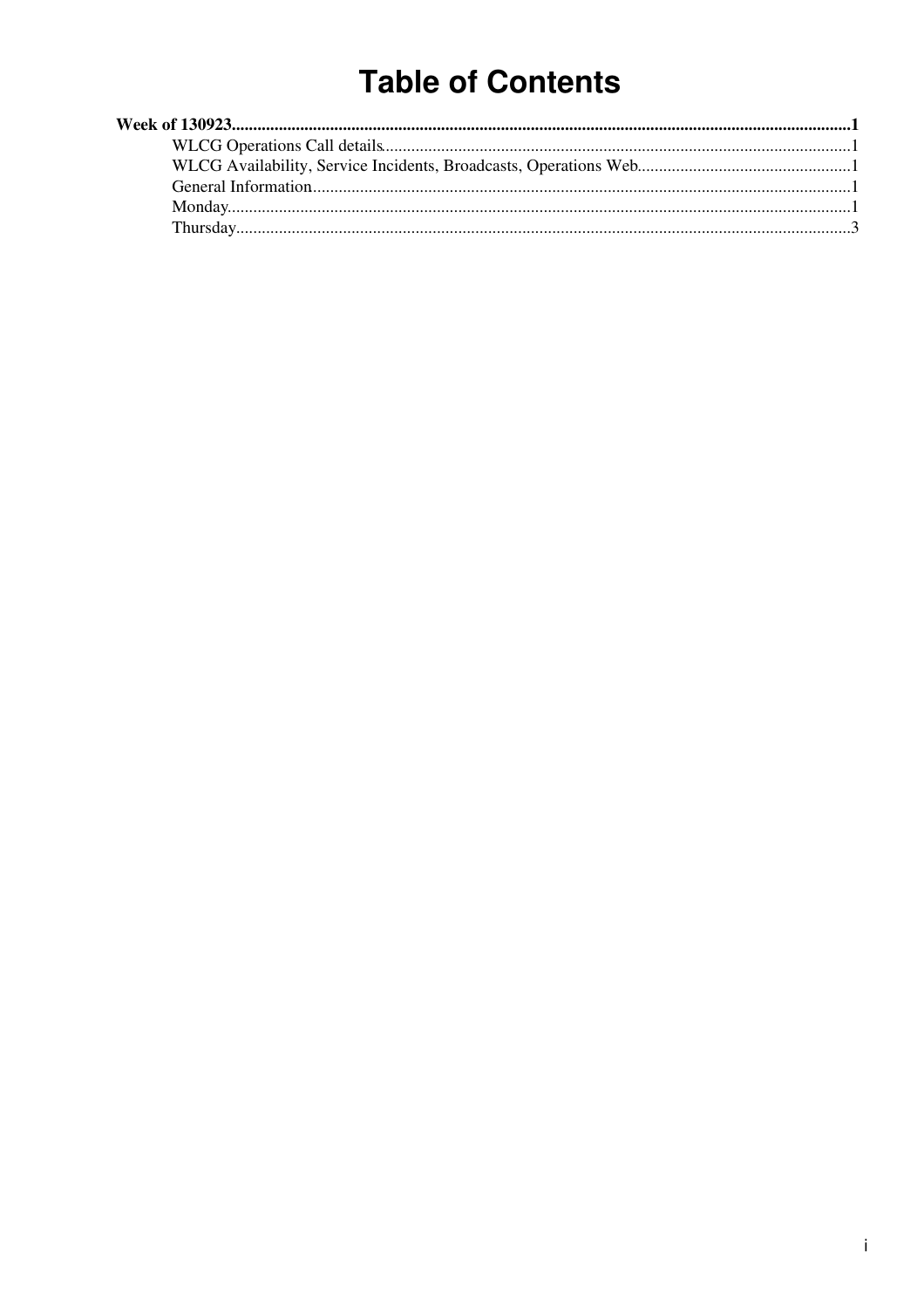# Table of Contents

**Week of 130923**.....1

- WLCG Operations Call details.....1
- WLCG Availability, Service Incidents, Broadcasts, Operations Web.....1
- General Information.....1
- Monday.....1
- Thursday.....3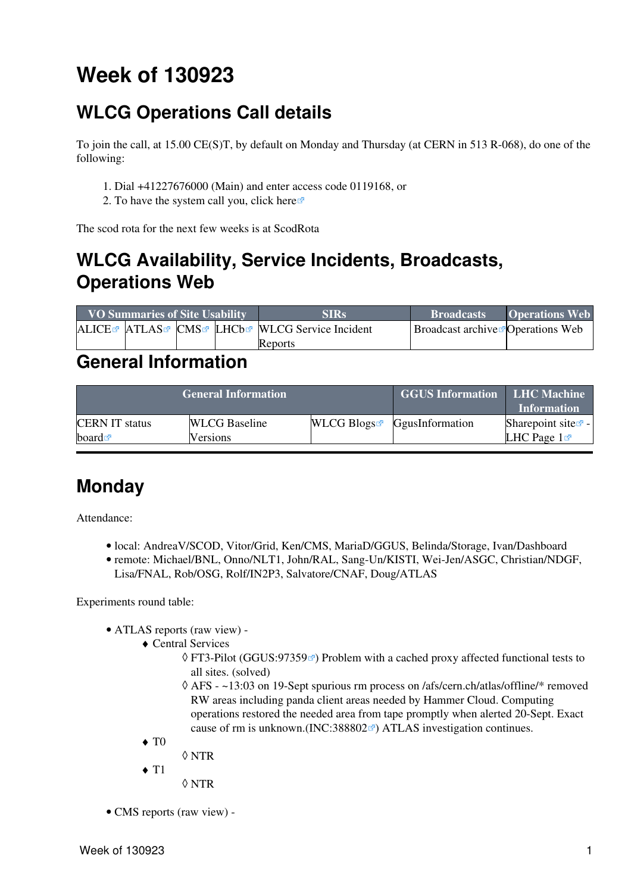# Week of 130923

## WLCG Operations Call details

To join the call, at 15.00 CE(S)T, by default on Monday and Thursday (at CERN in 513 R-068), do one of the following:

1. Dial +41227676000 (Main) and enter access code 0119168, or
2. To have the system call you, click here

The scod rota for the next few weeks is at ScodRota

## WLCG Availability, Service Incidents, Broadcasts, Operations Web

| VO Summaries of Site Usability | | | | SIRs | Broadcasts | Operations Web |
|---|---|---|---|---|---|---|
| ALICE | ATLAS | CMS | LHCb | WLCG Service Incident Reports | Broadcast archive | Operations Web |

## General Information

| General Information | | | GGUS Information | LHC Machine Information |
|---|---|---|---|---|
| CERN IT status board | WLCG Baseline Versions | WLCG Blogs | GgusInformation | Sharepoint site - LHC Page 1 |

---

## Monday

Attendance:

- local: AndreaV/SCOD, Vitor/Grid, Ken/CMS, MariaD/GGUS, Belinda/Storage, Ivan/Dashboard
- remote: Michael/BNL, Onno/NLT1, John/RAL, Sang-Un/KISTI, Wei-Jen/ASGC, Christian/NDGF, Lisa/FNAL, Rob/OSG, Rolf/IN2P3, Salvatore/CNAF, Doug/ATLAS

Experiments round table:

- ATLAS reports (raw view) -
  - Central Services
    - FT3-Pilot (GGUS:97359) Problem with a cached proxy affected functional tests to all sites. (solved)
    - AFS - ~13:03 on 19-Sept spurious rm process on /afs/cern.ch/atlas/offline/* removed RW areas including panda client areas needed by Hammer Cloud. Computing operations restored the needed area from tape promptly when alerted 20-Sept. Exact cause of rm is unknown.(INC:388802) ATLAS investigation continues.
  - T0
    - NTR
  - T1
    - NTR
- CMS reports (raw view) -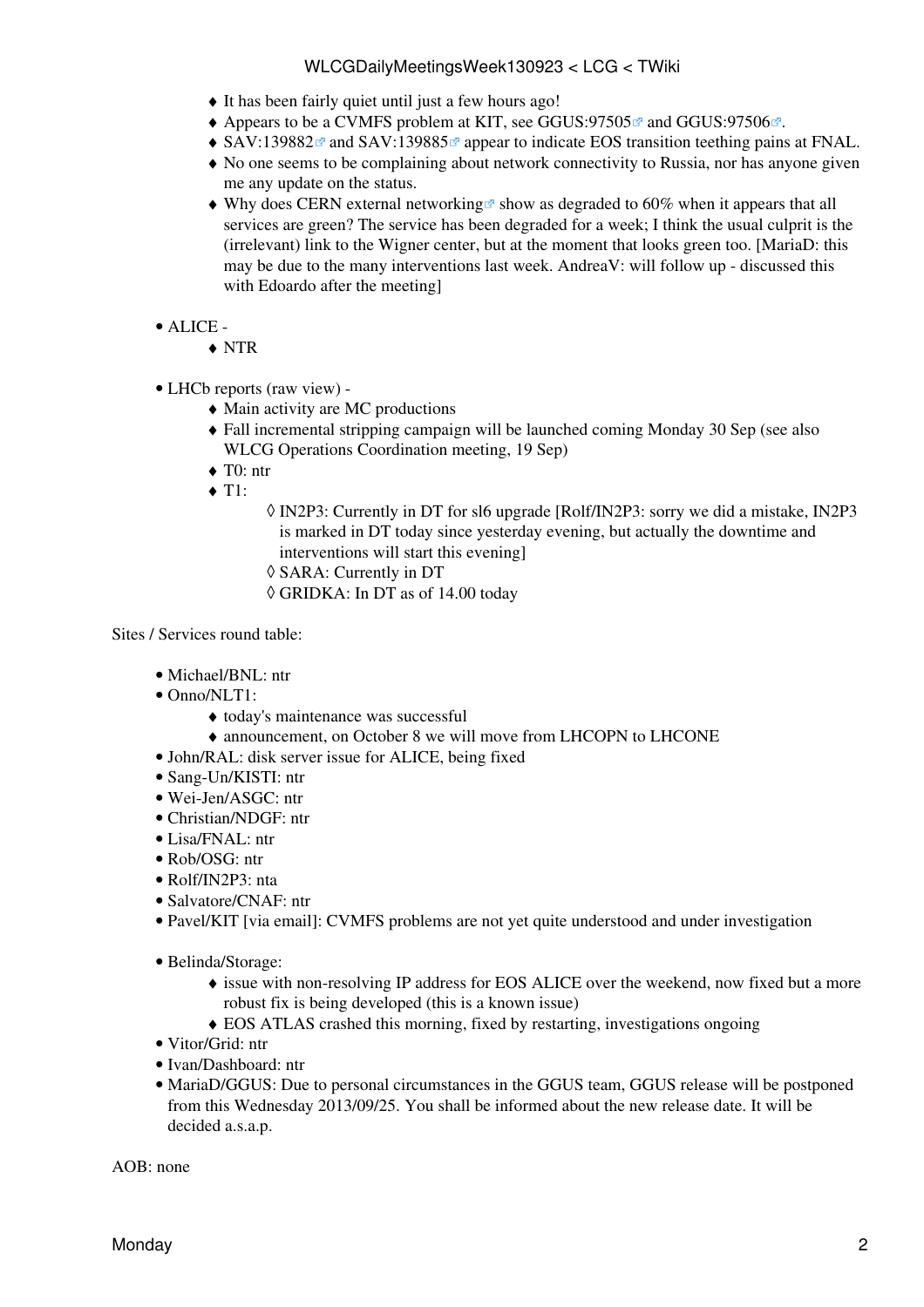- It has been fairly quiet until just a few hours ago!
    - Appears to be a CVMFS problem at KIT, see GGUS:97505 and GGUS:97506.
    - SAV:139882 and SAV:139885 appear to indicate EOS transition teething pains at FNAL.
    - No one seems to be complaining about network connectivity to Russia, nor has anyone given me any update on the status.
    - Why does CERN external networking show as degraded to 60% when it appears that all services are green? The service has been degraded for a week; I think the usual culprit is the (irrelevant) link to the Wigner center, but at the moment that looks green too. [MariaD: this may be due to the many interventions last week. AndreaV: will follow up - discussed this with Edoardo after the meeting]

- ALICE -
    - NTR

- LHCb reports (raw view) -
    - Main activity are MC productions
    - Fall incremental stripping campaign will be launched coming Monday 30 Sep (see also WLCG Operations Coordination meeting, 19 Sep)
    - T0: ntr
    - T1:
        - IN2P3: Currently in DT for sl6 upgrade [Rolf/IN2P3: sorry we did a mistake, IN2P3 is marked in DT today since yesterday evening, but actually the downtime and interventions will start this evening]
        - SARA: Currently in DT
        - GRIDKA: In DT as of 14.00 today

Sites / Services round table:

- Michael/BNL: ntr
- Onno/NLT1:
    - today's maintenance was successful
    - announcement, on October 8 we will move from LHCOPN to LHCONE
- John/RAL: disk server issue for ALICE, being fixed
- Sang-Un/KISTI: ntr
- Wei-Jen/ASGC: ntr
- Christian/NDGF: ntr
- Lisa/FNAL: ntr
- Rob/OSG: ntr
- Rolf/IN2P3: nta
- Salvatore/CNAF: ntr
- Pavel/KIT [via email]: CVMFS problems are not yet quite understood and under investigation

- Belinda/Storage:
    - issue with non-resolving IP address for EOS ALICE over the weekend, now fixed but a more robust fix is being developed (this is a known issue)
    - EOS ATLAS crashed this morning, fixed by restarting, investigations ongoing
- Vitor/Grid: ntr
- Ivan/Dashboard: ntr
- MariaD/GGUS: Due to personal circumstances in the GGUS team, GGUS release will be postponed from this Wednesday 2013/09/25. You shall be informed about the new release date. It will be decided a.s.a.p.

AOB: none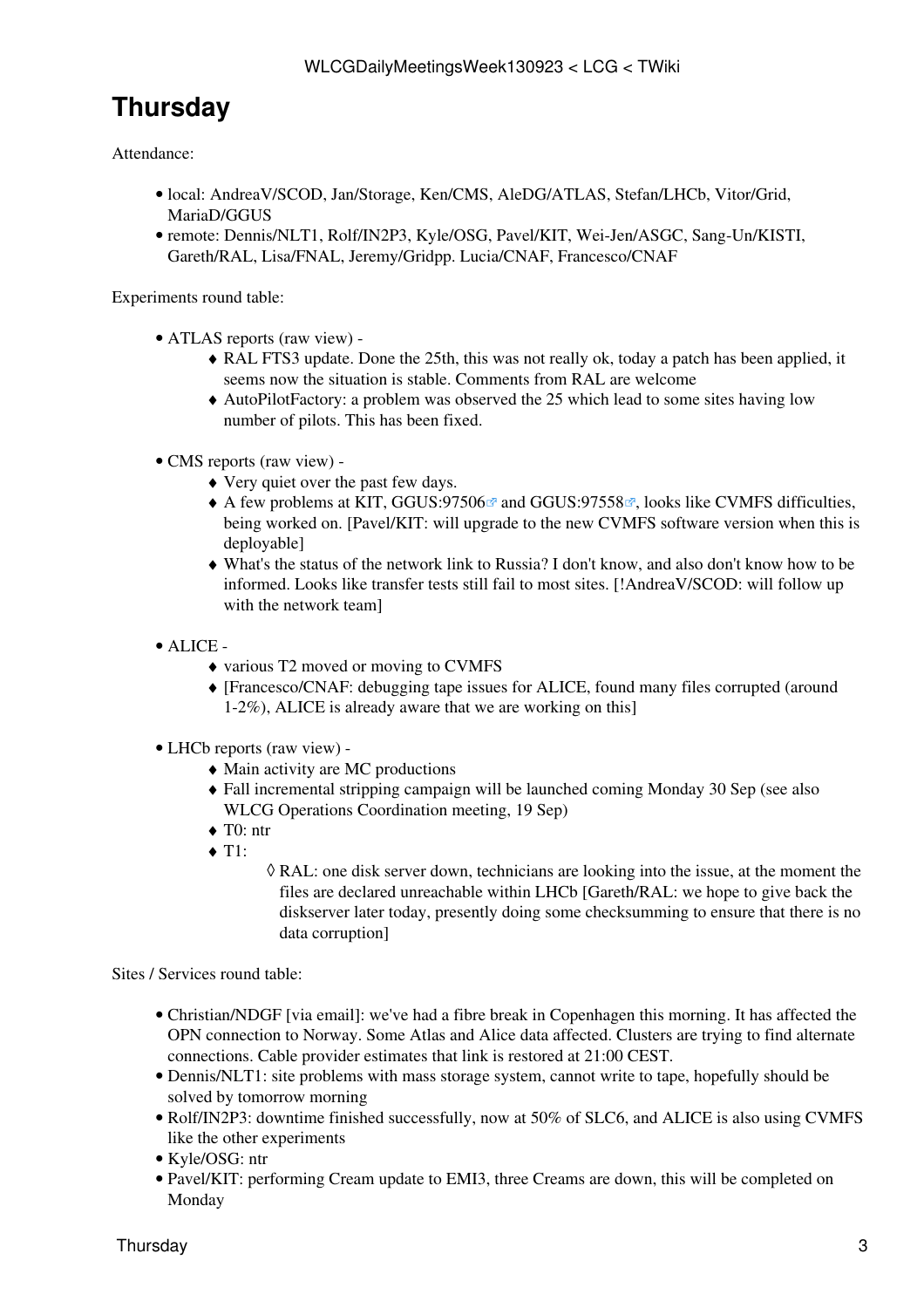# Thursday

Attendance:

- local: AndreaV/SCOD, Jan/Storage, Ken/CMS, AleDG/ATLAS, Stefan/LHCb, Vitor/Grid, MariaD/GGUS
- remote: Dennis/NLT1, Rolf/IN2P3, Kyle/OSG, Pavel/KIT, Wei-Jen/ASGC, Sang-Un/KISTI, Gareth/RAL, Lisa/FNAL, Jeremy/Gridpp. Lucia/CNAF, Francesco/CNAF

Experiments round table:

- ATLAS reports (raw view) -
    - RAL FTS3 update. Done the 25th, this was not really ok, today a patch has been applied, it seems now the situation is stable. Comments from RAL are welcome
    - AutoPilotFactory: a problem was observed the 25 which lead to some sites having low number of pilots. This has been fixed.
- CMS reports (raw view) -
    - Very quiet over the past few days.
    - A few problems at KIT, GGUS:97506 and GGUS:97558, looks like CVMFS difficulties, being worked on. [Pavel/KIT: will upgrade to the new CVMFS software version when this is deployable]
    - What's the status of the network link to Russia? I don't know, and also don't know how to be informed. Looks like transfer tests still fail to most sites. [!AndreaV/SCOD: will follow up with the network team]
- ALICE -
    - various T2 moved or moving to CVMFS
    - [Francesco/CNAF: debugging tape issues for ALICE, found many files corrupted (around 1-2%), ALICE is already aware that we are working on this]
- LHCb reports (raw view) -
    - Main activity are MC productions
    - Fall incremental stripping campaign will be launched coming Monday 30 Sep (see also WLCG Operations Coordination meeting, 19 Sep)
    - T0: ntr
    - T1:
        - RAL: one disk server down, technicians are looking into the issue, at the moment the files are declared unreachable within LHCb [Gareth/RAL: we hope to give back the diskserver later today, presently doing some checksumming to ensure that there is no data corruption]

Sites / Services round table:

- Christian/NDGF [via email]: we've had a fibre break in Copenhagen this morning. It has affected the OPN connection to Norway. Some Atlas and Alice data affected. Clusters are trying to find alternate connections. Cable provider estimates that link is restored at 21:00 CEST.
- Dennis/NLT1: site problems with mass storage system, cannot write to tape, hopefully should be solved by tomorrow morning
- Rolf/IN2P3: downtime finished successfully, now at 50% of SLC6, and ALICE is also using CVMFS like the other experiments
- Kyle/OSG: ntr
- Pavel/KIT: performing Cream update to EMI3, three Creams are down, this will be completed on Monday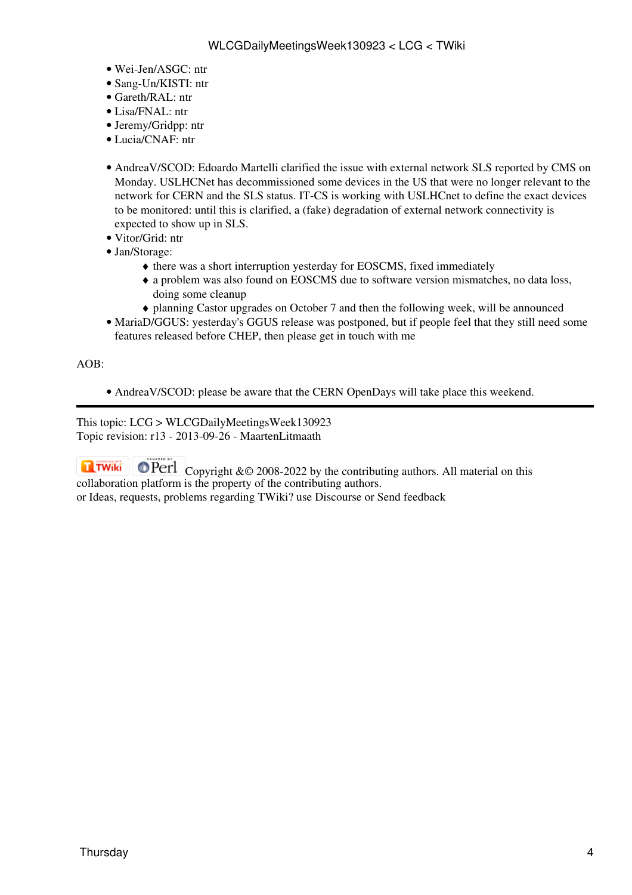- Wei-Jen/ASGC: ntr
- Sang-Un/KISTI: ntr
- Gareth/RAL: ntr
- Lisa/FNAL: ntr
- Jeremy/Gridpp: ntr
- Lucia/CNAF: ntr

- AndreaV/SCOD: Edoardo Martelli clarified the issue with external network SLS reported by CMS on Monday. USLHCNet has decommissioned some devices in the US that were no longer relevant to the network for CERN and the SLS status. IT-CS is working with USLHCnet to define the exact devices to be monitored: until this is clarified, a (fake) degradation of external network connectivity is expected to show up in SLS.
- Vitor/Grid: ntr
- Jan/Storage:
    - there was a short interruption yesterday for EOSCMS, fixed immediately
    - a problem was also found on EOSCMS due to software version mismatches, no data loss, doing some cleanup
    - planning Castor upgrades on October 7 and then the following week, will be announced
- MariaD/GGUS: yesterday's GGUS release was postponed, but if people feel that they still need some features released before CHEP, then please get in touch with me

AOB:

- AndreaV/SCOD: please be aware that the CERN OpenDays will take place this weekend.

---

This topic: LCG > WLCGDailyMeetingsWeek130923
Topic revision: r13 - 2013-09-26 - MaartenLitmaath

Copyright &© 2008-2022 by the contributing authors. All material on this collaboration platform is the property of the contributing authors.
or Ideas, requests, problems regarding TWiki? use Discourse or Send feedback